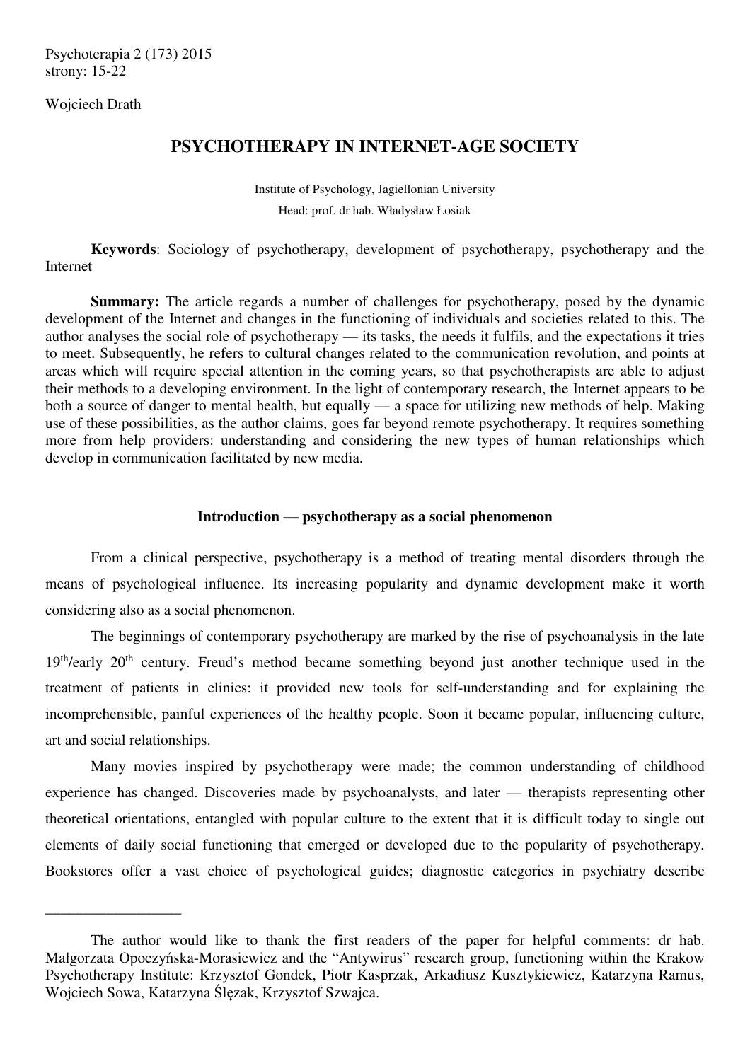Wojciech Drath

# PSYCHOTHERAPY IN INTERNET-AGE SOCIETY

Institute of Psychology, Jagiellonian University
Head: prof. dr hab. Władysław Łosiak

**Keywords**: Sociology of psychotherapy, development of psychotherapy, psychotherapy and the Internet

**Summary:** The article regards a number of challenges for psychotherapy, posed by the dynamic development of the Internet and changes in the functioning of individuals and societies related to this. The author analyses the social role of psychotherapy — its tasks, the needs it fulfils, and the expectations it tries to meet. Subsequently, he refers to cultural changes related to the communication revolution, and points at areas which will require special attention in the coming years, so that psychotherapists are able to adjust their methods to a developing environment. In the light of contemporary research, the Internet appears to be both a source of danger to mental health, but equally — a space for utilizing new methods of help. Making use of these possibilities, as the author claims, goes far beyond remote psychotherapy. It requires something more from help providers: understanding and considering the new types of human relationships which develop in communication facilitated by new media.

## Introduction — psychotherapy as a social phenomenon

From a clinical perspective, psychotherapy is a method of treating mental disorders through the means of psychological influence. Its increasing popularity and dynamic development make it worth considering also as a social phenomenon.

The beginnings of contemporary psychotherapy are marked by the rise of psychoanalysis in the late 19th/early 20th century. Freud's method became something beyond just another technique used in the treatment of patients in clinics: it provided new tools for self-understanding and for explaining the incomprehensible, painful experiences of the healthy people. Soon it became popular, influencing culture, art and social relationships.

Many movies inspired by psychotherapy were made; the common understanding of childhood experience has changed. Discoveries made by psychoanalysts, and later — therapists representing other theoretical orientations, entangled with popular culture to the extent that it is difficult today to single out elements of daily social functioning that emerged or developed due to the popularity of psychotherapy. Bookstores offer a vast choice of psychological guides; diagnostic categories in psychiatry describe

---

The author would like to thank the first readers of the paper for helpful comments: dr hab. Małgorzata Opoczyńska-Morasiewicz and the "Antywirus" research group, functioning within the Krakow Psychotherapy Institute: Krzysztof Gondek, Piotr Kasprzak, Arkadiusz Kusztykiewicz, Katarzyna Ramus, Wojciech Sowa, Katarzyna Ślęzak, Krzysztof Szwajca.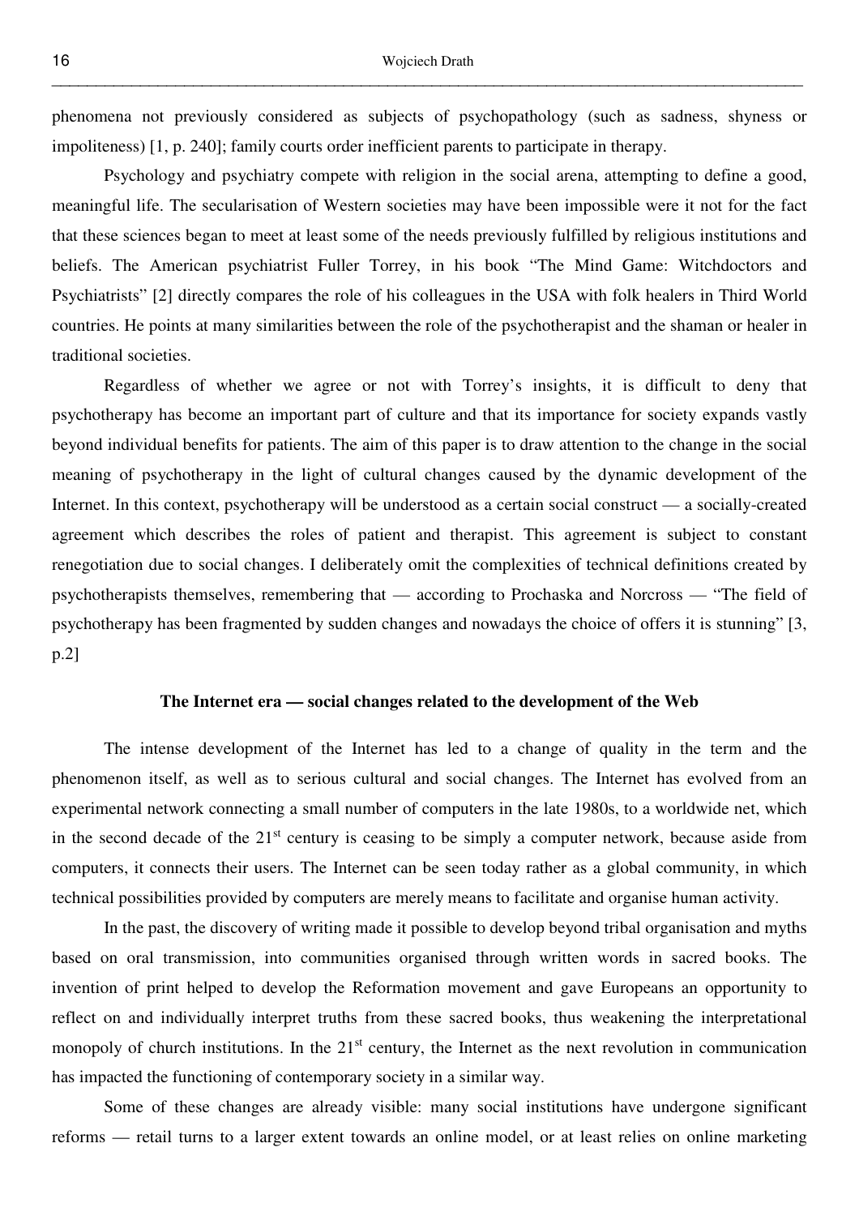phenomena not previously considered as subjects of psychopathology (such as sadness, shyness or impoliteness) [1, p. 240]; family courts order inefficient parents to participate in therapy.

Psychology and psychiatry compete with religion in the social arena, attempting to define a good, meaningful life. The secularisation of Western societies may have been impossible were it not for the fact that these sciences began to meet at least some of the needs previously fulfilled by religious institutions and beliefs. The American psychiatrist Fuller Torrey, in his book "The Mind Game: Witchdoctors and Psychiatrists" [2] directly compares the role of his colleagues in the USA with folk healers in Third World countries. He points at many similarities between the role of the psychotherapist and the shaman or healer in traditional societies.

Regardless of whether we agree or not with Torrey's insights, it is difficult to deny that psychotherapy has become an important part of culture and that its importance for society expands vastly beyond individual benefits for patients. The aim of this paper is to draw attention to the change in the social meaning of psychotherapy in the light of cultural changes caused by the dynamic development of the Internet. In this context, psychotherapy will be understood as a certain social construct — a socially-created agreement which describes the roles of patient and therapist. This agreement is subject to constant renegotiation due to social changes. I deliberately omit the complexities of technical definitions created by psychotherapists themselves, remembering that — according to Prochaska and Norcross — "The field of psychotherapy has been fragmented by sudden changes and nowadays the choice of offers it is stunning" [3, p.2]

## The Internet era — social changes related to the development of the Web

The intense development of the Internet has led to a change of quality in the term and the phenomenon itself, as well as to serious cultural and social changes. The Internet has evolved from an experimental network connecting a small number of computers in the late 1980s, to a worldwide net, which in the second decade of the 21st century is ceasing to be simply a computer network, because aside from computers, it connects their users. The Internet can be seen today rather as a global community, in which technical possibilities provided by computers are merely means to facilitate and organise human activity.

In the past, the discovery of writing made it possible to develop beyond tribal organisation and myths based on oral transmission, into communities organised through written words in sacred books. The invention of print helped to develop the Reformation movement and gave Europeans an opportunity to reflect on and individually interpret truths from these sacred books, thus weakening the interpretational monopoly of church institutions. In the 21st century, the Internet as the next revolution in communication has impacted the functioning of contemporary society in a similar way.

Some of these changes are already visible: many social institutions have undergone significant reforms — retail turns to a larger extent towards an online model, or at least relies on online marketing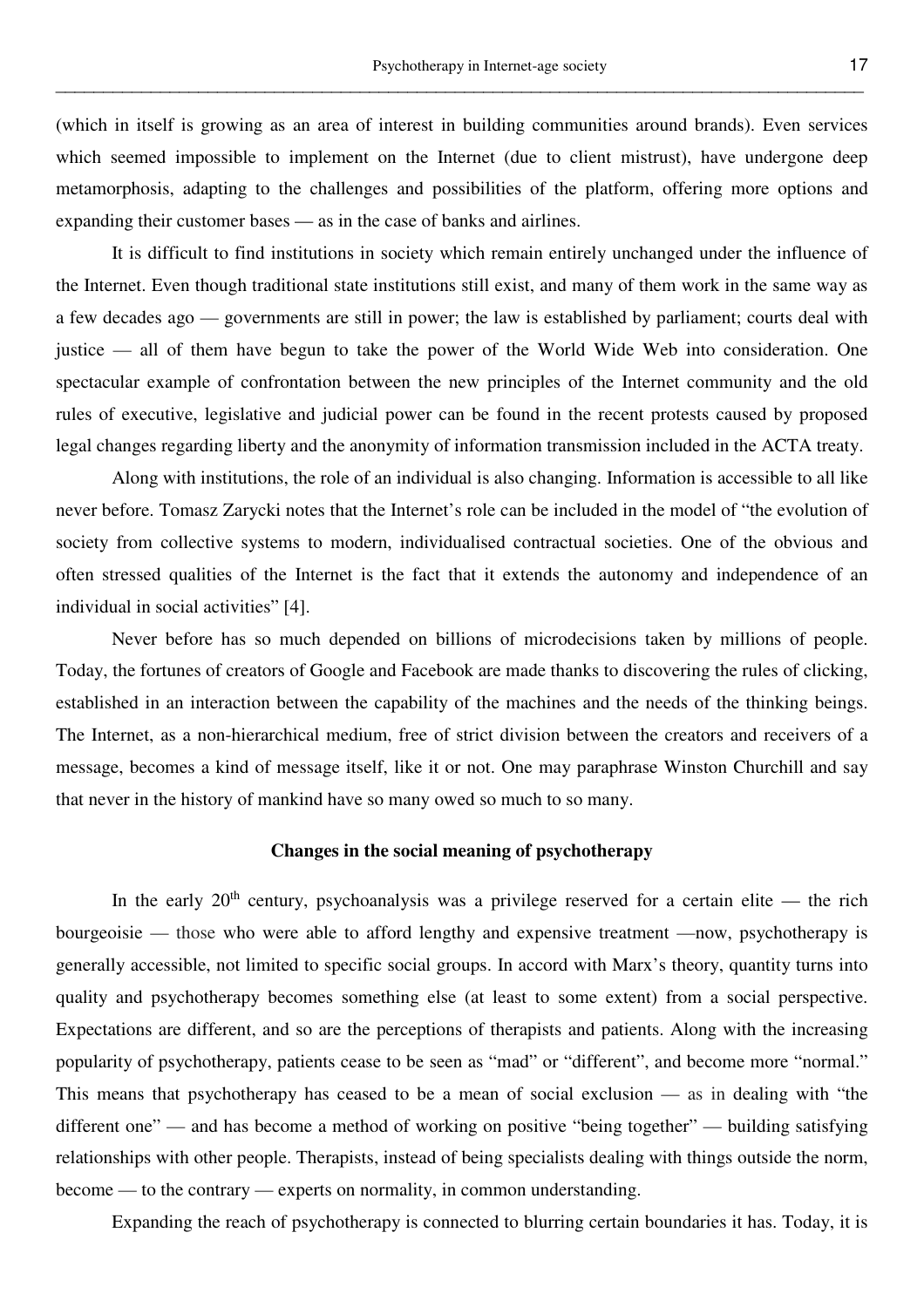(which in itself is growing as an area of interest in building communities around brands). Even services which seemed impossible to implement on the Internet (due to client mistrust), have undergone deep metamorphosis, adapting to the challenges and possibilities of the platform, offering more options and expanding their customer bases — as in the case of banks and airlines.

It is difficult to find institutions in society which remain entirely unchanged under the influence of the Internet. Even though traditional state institutions still exist, and many of them work in the same way as a few decades ago — governments are still in power; the law is established by parliament; courts deal with justice — all of them have begun to take the power of the World Wide Web into consideration. One spectacular example of confrontation between the new principles of the Internet community and the old rules of executive, legislative and judicial power can be found in the recent protests caused by proposed legal changes regarding liberty and the anonymity of information transmission included in the ACTA treaty.

Along with institutions, the role of an individual is also changing. Information is accessible to all like never before. Tomasz Zarycki notes that the Internet's role can be included in the model of "the evolution of society from collective systems to modern, individualised contractual societies. One of the obvious and often stressed qualities of the Internet is the fact that it extends the autonomy and independence of an individual in social activities" [4].

Never before has so much depended on billions of microdecisions taken by millions of people. Today, the fortunes of creators of Google and Facebook are made thanks to discovering the rules of clicking, established in an interaction between the capability of the machines and the needs of the thinking beings. The Internet, as a non-hierarchical medium, free of strict division between the creators and receivers of a message, becomes a kind of message itself, like it or not. One may paraphrase Winston Churchill and say that never in the history of mankind have so many owed so much to so many.

### Changes in the social meaning of psychotherapy

In the early 20th century, psychoanalysis was a privilege reserved for a certain elite — the rich bourgeoisie — those who were able to afford lengthy and expensive treatment —now, psychotherapy is generally accessible, not limited to specific social groups. In accord with Marx's theory, quantity turns into quality and psychotherapy becomes something else (at least to some extent) from a social perspective. Expectations are different, and so are the perceptions of therapists and patients. Along with the increasing popularity of psychotherapy, patients cease to be seen as "mad" or "different", and become more "normal." This means that psychotherapy has ceased to be a mean of social exclusion — as in dealing with "the different one" — and has become a method of working on positive "being together" — building satisfying relationships with other people. Therapists, instead of being specialists dealing with things outside the norm, become — to the contrary — experts on normality, in common understanding.

Expanding the reach of psychotherapy is connected to blurring certain boundaries it has. Today, it is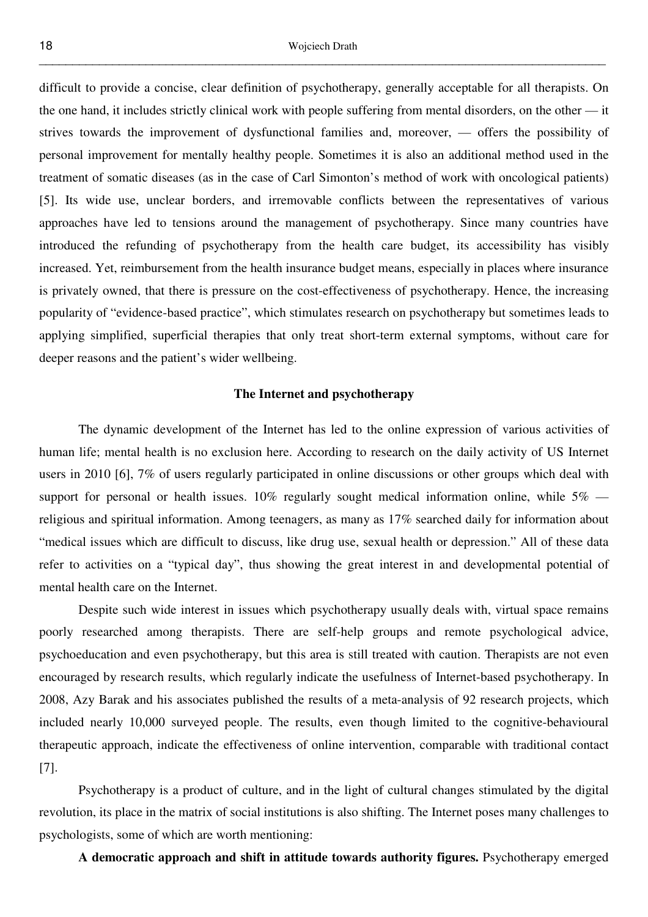difficult to provide a concise, clear definition of psychotherapy, generally acceptable for all therapists. On the one hand, it includes strictly clinical work with people suffering from mental disorders, on the other — it strives towards the improvement of dysfunctional families and, moreover, — offers the possibility of personal improvement for mentally healthy people. Sometimes it is also an additional method used in the treatment of somatic diseases (as in the case of Carl Simonton's method of work with oncological patients) [5]. Its wide use, unclear borders, and irremovable conflicts between the representatives of various approaches have led to tensions around the management of psychotherapy. Since many countries have introduced the refunding of psychotherapy from the health care budget, its accessibility has visibly increased. Yet, reimbursement from the health insurance budget means, especially in places where insurance is privately owned, that there is pressure on the cost-effectiveness of psychotherapy. Hence, the increasing popularity of "evidence-based practice", which stimulates research on psychotherapy but sometimes leads to applying simplified, superficial therapies that only treat short-term external symptoms, without care for deeper reasons and the patient's wider wellbeing.

## The Internet and psychotherapy

The dynamic development of the Internet has led to the online expression of various activities of human life; mental health is no exclusion here. According to research on the daily activity of US Internet users in 2010 [6], 7% of users regularly participated in online discussions or other groups which deal with support for personal or health issues. 10% regularly sought medical information online, while 5% — religious and spiritual information. Among teenagers, as many as 17% searched daily for information about "medical issues which are difficult to discuss, like drug use, sexual health or depression." All of these data refer to activities on a "typical day", thus showing the great interest in and developmental potential of mental health care on the Internet.

Despite such wide interest in issues which psychotherapy usually deals with, virtual space remains poorly researched among therapists. There are self-help groups and remote psychological advice, psychoeducation and even psychotherapy, but this area is still treated with caution. Therapists are not even encouraged by research results, which regularly indicate the usefulness of Internet-based psychotherapy. In 2008, Azy Barak and his associates published the results of a meta-analysis of 92 research projects, which included nearly 10,000 surveyed people. The results, even though limited to the cognitive-behavioural therapeutic approach, indicate the effectiveness of online intervention, comparable with traditional contact [7].

Psychotherapy is a product of culture, and in the light of cultural changes stimulated by the digital revolution, its place in the matrix of social institutions is also shifting. The Internet poses many challenges to psychologists, some of which are worth mentioning:

**A democratic approach and shift in attitude towards authority figures.** Psychotherapy emerged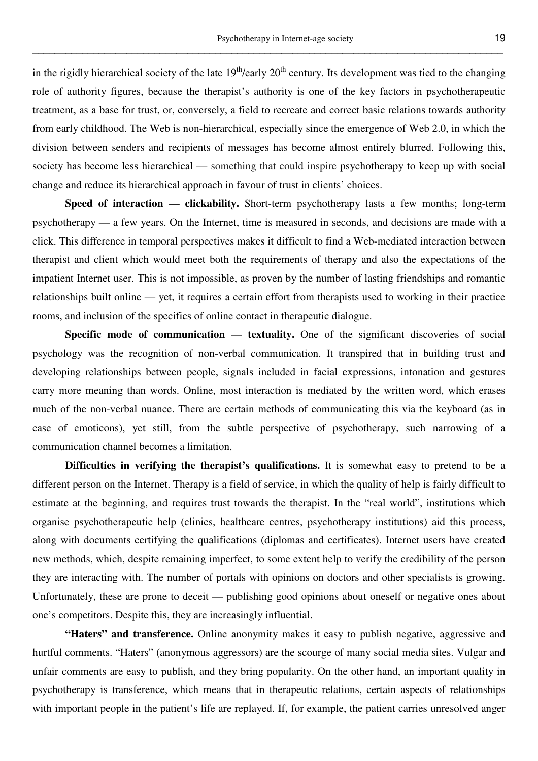in the rigidly hierarchical society of the late 19th/early 20th century. Its development was tied to the changing role of authority figures, because the therapist's authority is one of the key factors in psychotherapeutic treatment, as a base for trust, or, conversely, a field to recreate and correct basic relations towards authority from early childhood. The Web is non-hierarchical, especially since the emergence of Web 2.0, in which the division between senders and recipients of messages has become almost entirely blurred. Following this, society has become less hierarchical — something that could inspire psychotherapy to keep up with social change and reduce its hierarchical approach in favour of trust in clients' choices.

**Speed of interaction — clickability.** Short-term psychotherapy lasts a few months; long-term psychotherapy — a few years. On the Internet, time is measured in seconds, and decisions are made with a click. This difference in temporal perspectives makes it difficult to find a Web-mediated interaction between therapist and client which would meet both the requirements of therapy and also the expectations of the impatient Internet user. This is not impossible, as proven by the number of lasting friendships and romantic relationships built online — yet, it requires a certain effort from therapists used to working in their practice rooms, and inclusion of the specifics of online contact in therapeutic dialogue.

**Specific mode of communication — textuality.** One of the significant discoveries of social psychology was the recognition of non-verbal communication. It transpired that in building trust and developing relationships between people, signals included in facial expressions, intonation and gestures carry more meaning than words. Online, most interaction is mediated by the written word, which erases much of the non-verbal nuance. There are certain methods of communicating this via the keyboard (as in case of emoticons), yet still, from the subtle perspective of psychotherapy, such narrowing of a communication channel becomes a limitation.

**Difficulties in verifying the therapist's qualifications.** It is somewhat easy to pretend to be a different person on the Internet. Therapy is a field of service, in which the quality of help is fairly difficult to estimate at the beginning, and requires trust towards the therapist. In the "real world", institutions which organise psychotherapeutic help (clinics, healthcare centres, psychotherapy institutions) aid this process, along with documents certifying the qualifications (diplomas and certificates). Internet users have created new methods, which, despite remaining imperfect, to some extent help to verify the credibility of the person they are interacting with. The number of portals with opinions on doctors and other specialists is growing. Unfortunately, these are prone to deceit — publishing good opinions about oneself or negative ones about one's competitors. Despite this, they are increasingly influential.

**"Haters" and transference.** Online anonymity makes it easy to publish negative, aggressive and hurtful comments. "Haters" (anonymous aggressors) are the scourge of many social media sites. Vulgar and unfair comments are easy to publish, and they bring popularity. On the other hand, an important quality in psychotherapy is transference, which means that in therapeutic relations, certain aspects of relationships with important people in the patient's life are replayed. If, for example, the patient carries unresolved anger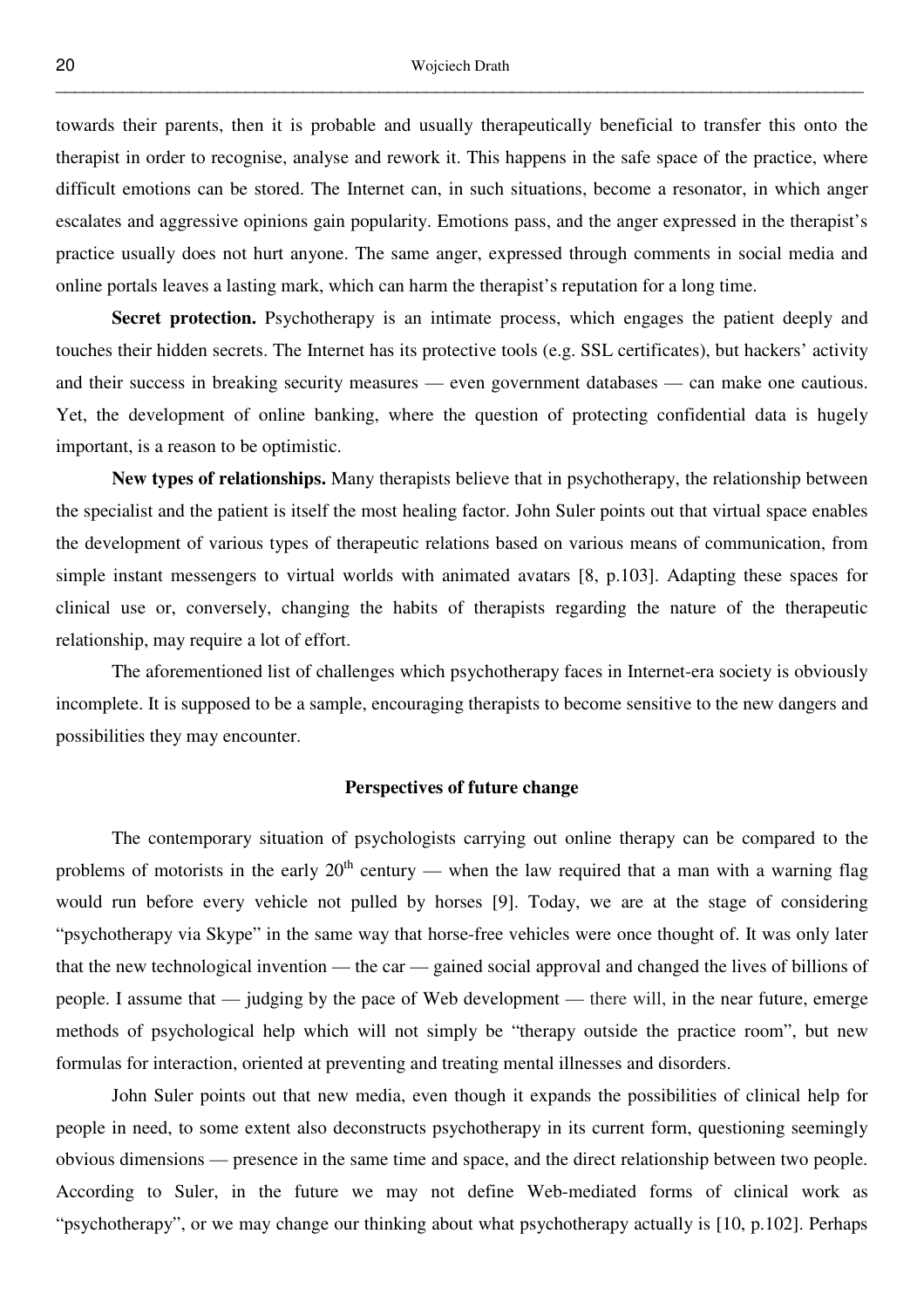towards their parents, then it is probable and usually therapeutically beneficial to transfer this onto the therapist in order to recognise, analyse and rework it. This happens in the safe space of the practice, where difficult emotions can be stored. The Internet can, in such situations, become a resonator, in which anger escalates and aggressive opinions gain popularity. Emotions pass, and the anger expressed in the therapist's practice usually does not hurt anyone. The same anger, expressed through comments in social media and online portals leaves a lasting mark, which can harm the therapist's reputation for a long time.

**Secret protection.** Psychotherapy is an intimate process, which engages the patient deeply and touches their hidden secrets. The Internet has its protective tools (e.g. SSL certificates), but hackers' activity and their success in breaking security measures — even government databases — can make one cautious. Yet, the development of online banking, where the question of protecting confidential data is hugely important, is a reason to be optimistic.

**New types of relationships.** Many therapists believe that in psychotherapy, the relationship between the specialist and the patient is itself the most healing factor. John Suler points out that virtual space enables the development of various types of therapeutic relations based on various means of communication, from simple instant messengers to virtual worlds with animated avatars [8, p.103]. Adapting these spaces for clinical use or, conversely, changing the habits of therapists regarding the nature of the therapeutic relationship, may require a lot of effort.

The aforementioned list of challenges which psychotherapy faces in Internet-era society is obviously incomplete. It is supposed to be a sample, encouraging therapists to become sensitive to the new dangers and possibilities they may encounter.

## Perspectives of future change

The contemporary situation of psychologists carrying out online therapy can be compared to the problems of motorists in the early 20th century — when the law required that a man with a warning flag would run before every vehicle not pulled by horses [9]. Today, we are at the stage of considering "psychotherapy via Skype" in the same way that horse-free vehicles were once thought of. It was only later that the new technological invention — the car — gained social approval and changed the lives of billions of people. I assume that — judging by the pace of Web development — there will, in the near future, emerge methods of psychological help which will not simply be "therapy outside the practice room", but new formulas for interaction, oriented at preventing and treating mental illnesses and disorders.

John Suler points out that new media, even though it expands the possibilities of clinical help for people in need, to some extent also deconstructs psychotherapy in its current form, questioning seemingly obvious dimensions — presence in the same time and space, and the direct relationship between two people. According to Suler, in the future we may not define Web-mediated forms of clinical work as "psychotherapy", or we may change our thinking about what psychotherapy actually is [10, p.102]. Perhaps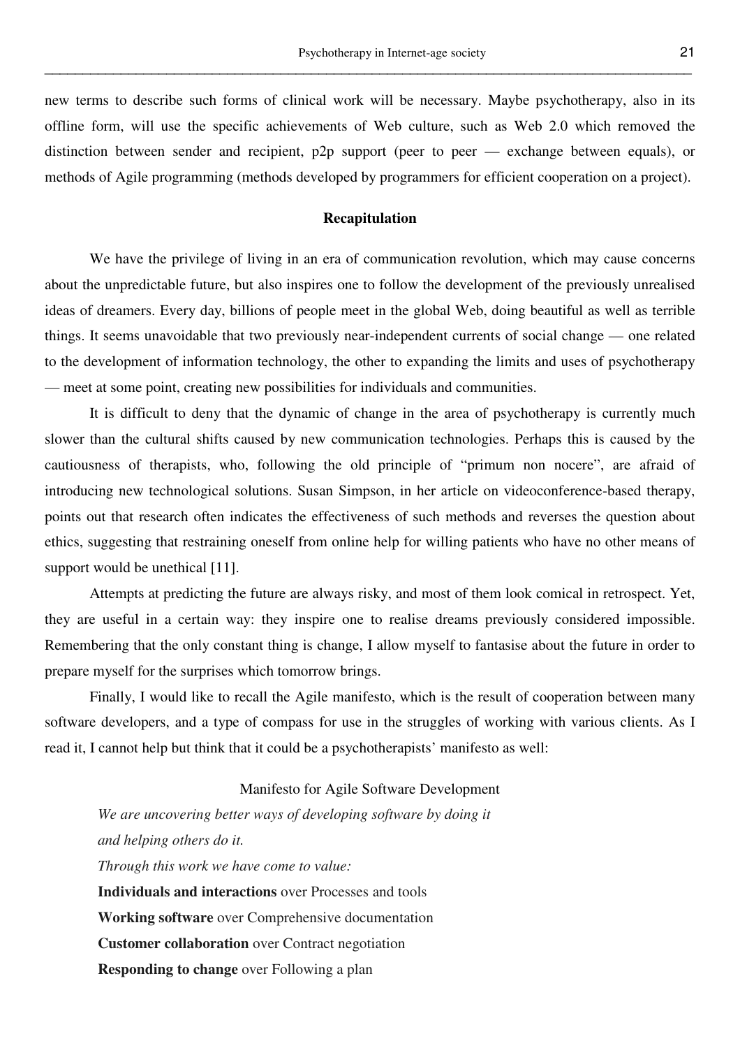new terms to describe such forms of clinical work will be necessary. Maybe psychotherapy, also in its offline form, will use the specific achievements of Web culture, such as Web 2.0 which removed the distinction between sender and recipient, p2p support (peer to peer — exchange between equals), or methods of Agile programming (methods developed by programmers for efficient cooperation on a project).

## Recapitulation

We have the privilege of living in an era of communication revolution, which may cause concerns about the unpredictable future, but also inspires one to follow the development of the previously unrealised ideas of dreamers. Every day, billions of people meet in the global Web, doing beautiful as well as terrible things. It seems unavoidable that two previously near-independent currents of social change — one related to the development of information technology, the other to expanding the limits and uses of psychotherapy — meet at some point, creating new possibilities for individuals and communities.

It is difficult to deny that the dynamic of change in the area of psychotherapy is currently much slower than the cultural shifts caused by new communication technologies. Perhaps this is caused by the cautiousness of therapists, who, following the old principle of "primum non nocere", are afraid of introducing new technological solutions. Susan Simpson, in her article on videoconference-based therapy, points out that research often indicates the effectiveness of such methods and reverses the question about ethics, suggesting that restraining oneself from online help for willing patients who have no other means of support would be unethical [11].

Attempts at predicting the future are always risky, and most of them look comical in retrospect. Yet, they are useful in a certain way: they inspire one to realise dreams previously considered impossible. Remembering that the only constant thing is change, I allow myself to fantasise about the future in order to prepare myself for the surprises which tomorrow brings.

Finally, I would like to recall the Agile manifesto, which is the result of cooperation between many software developers, and a type of compass for use in the struggles of working with various clients. As I read it, I cannot help but think that it could be a psychotherapists' manifesto as well:

Manifesto for Agile Software Development

*We are uncovering better ways of developing software by doing it*
*and helping others do it.*
*Through this work we have come to value:*

**Individuals and interactions** over Processes and tools
**Working software** over Comprehensive documentation
**Customer collaboration** over Contract negotiation
**Responding to change** over Following a plan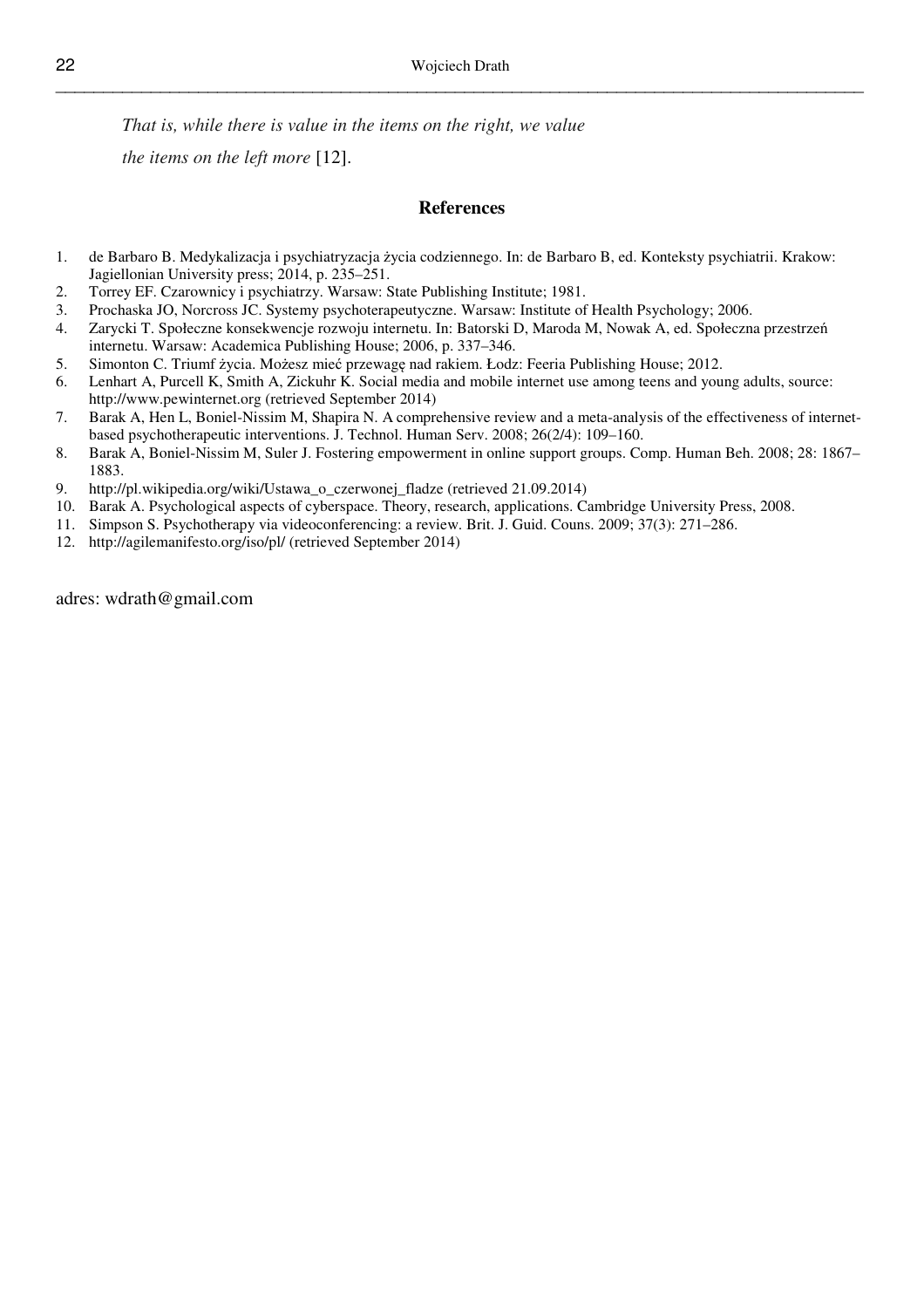*That is, while there is value in the items on the right, we value the items on the left more* [12].

## References

1. de Barbaro B. Medykalizacja i psychiatryzacja życia codziennego. In: de Barbaro B, ed. Konteksty psychiatrii. Krakow: Jagiellonian University press; 2014, p. 235–251.
2. Torrey EF. Czarownicy i psychiatrzy. Warsaw: State Publishing Institute; 1981.
3. Prochaska JO, Norcross JC. Systemy psychoterapeutyczne. Warsaw: Institute of Health Psychology; 2006.
4. Zarycki T. Społeczne konsekwencje rozwoju internetu. In: Batorski D, Maroda M, Nowak A, ed. Społeczna przestrzeń internetu. Warsaw: Academica Publishing House; 2006, p. 337–346.
5. Simonton C. Triumf życia. Możesz mieć przewagę nad rakiem. Łodz: Feeria Publishing House; 2012.
6. Lenhart A, Purcell K, Smith A, Zickuhr K. Social media and mobile internet use among teens and young adults, source: http://www.pewinternet.org (retrieved September 2014)
7. Barak A, Hen L, Boniel-Nissim M, Shapira N. A comprehensive review and a meta-analysis of the effectiveness of internet-based psychotherapeutic interventions. J. Technol. Human Serv. 2008; 26(2/4): 109–160.
8. Barak A, Boniel-Nissim M, Suler J. Fostering empowerment in online support groups. Comp. Human Beh. 2008; 28: 1867–1883.
9. http://pl.wikipedia.org/wiki/Ustawa_o_czerwonej_fladze (retrieved 21.09.2014)
10. Barak A. Psychological aspects of cyberspace. Theory, research, applications. Cambridge University Press, 2008.
11. Simpson S. Psychotherapy via videoconferencing: a review. Brit. J. Guid. Couns. 2009; 37(3): 271–286.
12. http://agilemanifesto.org/iso/pl/ (retrieved September 2014)

adres: wdrath@gmail.com